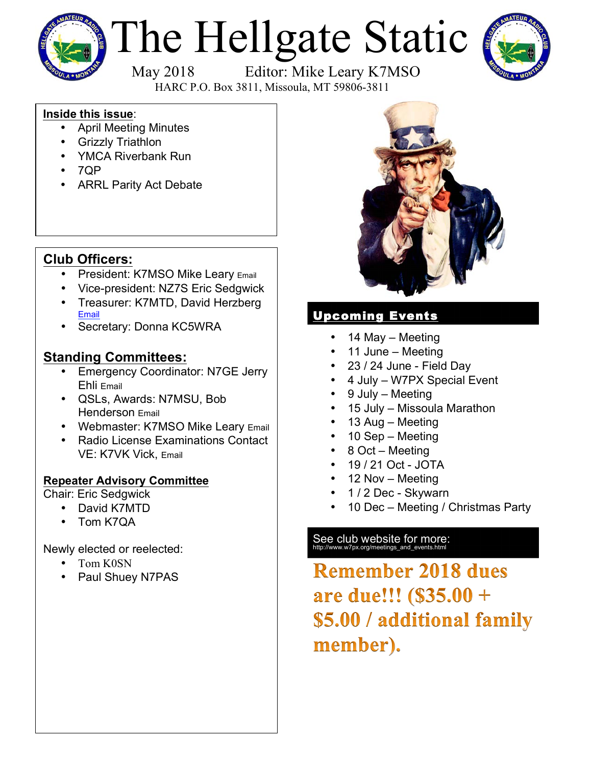# The Hellgate Static

May 2018 Editor: Mike Leary K7MSO

HARC P.O. Box 3811, Missoula, MT 59806-3811

**Inside this issue**:

- April Meeting Minutes
- Grizzly Triathlon
- YMCA Riverbank Run
- 7QP
- ARRL Parity Act Debate

## Club Officers:

- President: K7MSO Mike Leary Email
- Vice-president: NZ7S Eric Sedgwick
- Treasurer: K7MTD, David Herzberg Email
- Secretary: Donna KC5WRA

## Standing Committees:

- Emergency Coordinator: N7GE Jerry Ehli Email
- QSLs, Awards: N7MSU, Bob Henderson Email
- Webmaster: K7MSO Mike Leary Email
- Radio License Examinations Contact VE: K7VK Vick, Email

### Repeater Advisory Committee

Chair: Eric Sedgwick

- David K7MTD
- Tom K7QA

Newly elected or reelected:

- Tom K0SN
- Paul Shuey N7PAS

## Upcoming Events

- 14 May – Meeting
- 11 June – Meeting
- 23 / 24 June - Field Day
- 4 July – W7PX Special Event
- 9 July – Meeting
- 15 July – Missoula Marathon
- 13 Aug – Meeting
- 10 Sep – Meeting
- 8 Oct – Meeting
- 19 / 21 Oct - JOTA
- 12 Nov – Meeting
- 1 / 2 Dec - Skywarn
- 10 Dec – Meeting / Christmas Party

See club website for more:
http://www.w7px.org/meetings_and_events.html

**Remember 2018 dues are due!!! ($35.00 + $5.00 / additional family member).**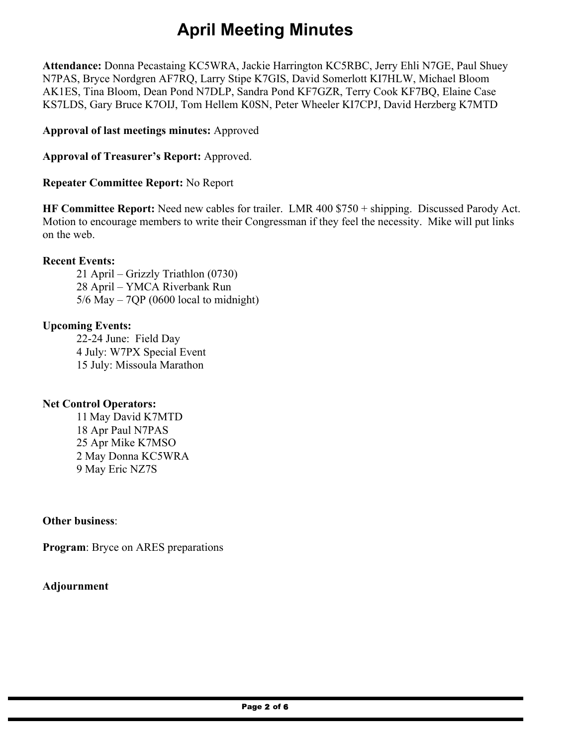# April Meeting Minutes

**Attendance:** Donna Pecastaing KC5WRA, Jackie Harrington KC5RBC, Jerry Ehli N7GE, Paul Shuey N7PAS, Bryce Nordgren AF7RQ, Larry Stipe K7GIS, David Somerlott KI7HLW, Michael Bloom AK1ES, Tina Bloom, Dean Pond N7DLP, Sandra Pond KF7GZR, Terry Cook KF7BQ, Elaine Case KS7LDS, Gary Bruce K7OIJ, Tom Hellem K0SN, Peter Wheeler KI7CPJ, David Herzberg K7MTD

**Approval of last meetings minutes:** Approved

**Approval of Treasurer's Report:** Approved.

**Repeater Committee Report:** No Report

**HF Committee Report:** Need new cables for trailer. LMR 400 $750 + shipping. Discussed Parody Act. Motion to encourage members to write their Congressman if they feel the necessity. Mike will put links on the web.

**Recent Events:**

- 21 April – Grizzly Triathlon (0730)
- 28 April – YMCA Riverbank Run
- 5/6 May – 7QP (0600 local to midnight)

**Upcoming Events:**

- 22-24 June: Field Day
- 4 July: W7PX Special Event
- 15 July: Missoula Marathon

**Net Control Operators:**

- 11 May David K7MTD
- 18 Apr Paul N7PAS
- 25 Apr Mike K7MSO
- 2 May Donna KC5WRA
- 9 May Eric NZ7S

**Other business**:

**Program**: Bryce on ARES preparations

**Adjournment**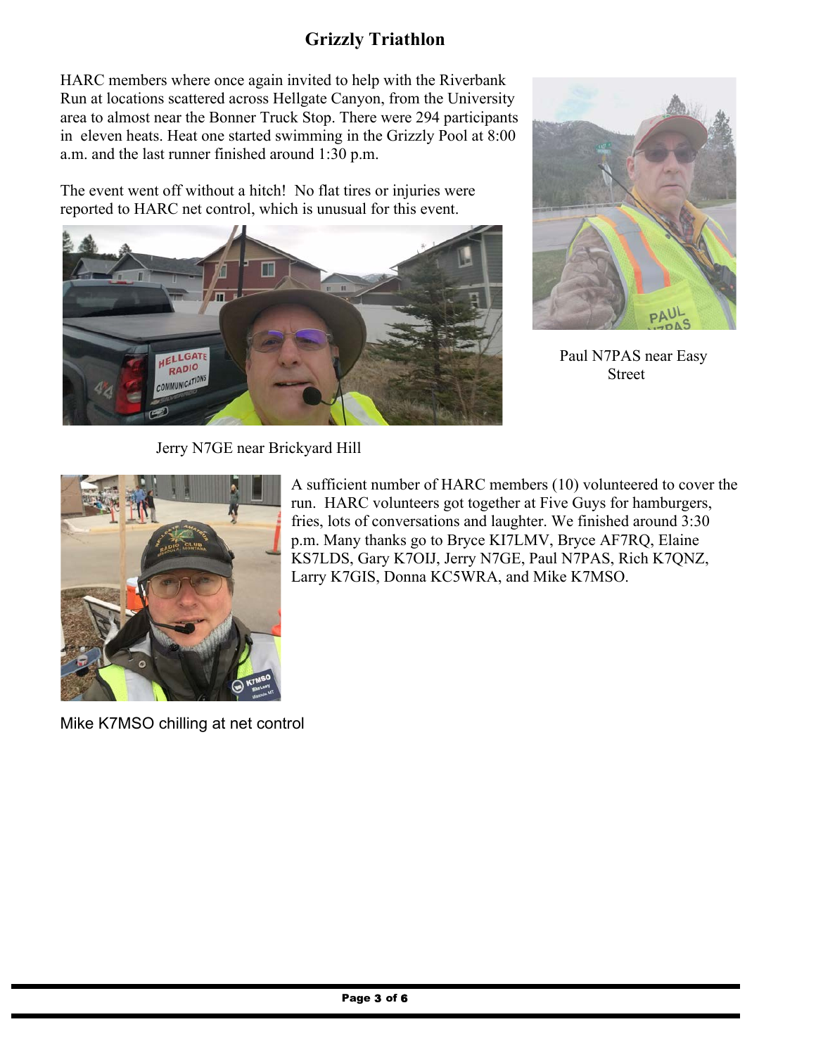## Grizzly Triathlon

HARC members where once again invited to help with the Riverbank Run at locations scattered across Hellgate Canyon, from the University area to almost near the Bonner Truck Stop. There were 294 participants in eleven heats. Heat one started swimming in the Grizzly Pool at 8:00 a.m. and the last runner finished around 1:30 p.m.

The event went off without a hitch! No flat tires or injuries were reported to HARC net control, which is unusual for this event.

Paul N7PAS near Easy Street

Jerry N7GE near Brickyard Hill

A sufficient number of HARC members (10) volunteered to cover the run. HARC volunteers got together at Five Guys for hamburgers, fries, lots of conversations and laughter. We finished around 3:30 p.m. Many thanks go to Bryce KI7LMV, Bryce AF7RQ, Elaine KS7LDS, Gary K7OIJ, Jerry N7GE, Paul N7PAS, Rich K7QNZ, Larry K7GIS, Donna KC5WRA, and Mike K7MSO.

Mike K7MSO chilling at net control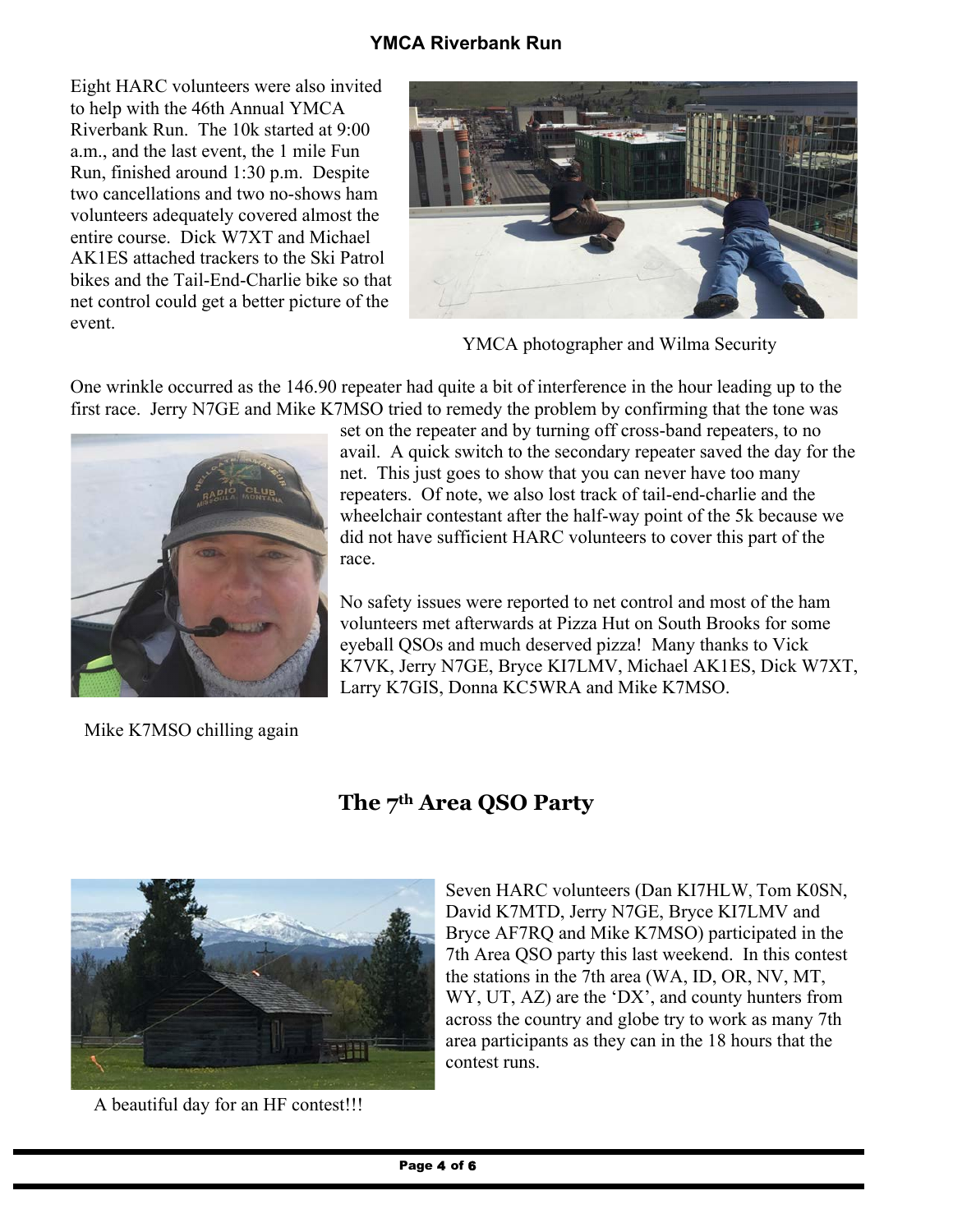## YMCA Riverbank Run

Eight HARC volunteers were also invited to help with the 46th Annual YMCA Riverbank Run. The 10k started at 9:00 a.m., and the last event, the 1 mile Fun Run, finished around 1:30 p.m. Despite two cancellations and two no-shows ham volunteers adequately covered almost the entire course. Dick W7XT and Michael AK1ES attached trackers to the Ski Patrol bikes and the Tail-End-Charlie bike so that net control could get a better picture of the event.

YMCA photographer and Wilma Security

One wrinkle occurred as the 146.90 repeater had quite a bit of interference in the hour leading up to the first race. Jerry N7GE and Mike K7MSO tried to remedy the problem by confirming that the tone was set on the repeater and by turning off cross-band repeaters, to no avail. A quick switch to the secondary repeater saved the day for the net. This just goes to show that you can never have too many repeaters. Of note, we also lost track of tail-end-charlie and the wheelchair contestant after the half-way point of the 5k because we did not have sufficient HARC volunteers to cover this part of the race.

No safety issues were reported to net control and most of the ham volunteers met afterwards at Pizza Hut on South Brooks for some eyeball QSOs and much deserved pizza! Many thanks to Vick K7VK, Jerry N7GE, Bryce KI7LMV, Michael AK1ES, Dick W7XT, Larry K7GIS, Donna KC5WRA and Mike K7MSO.

Mike K7MSO chilling again

## The 7th Area QSO Party

Seven HARC volunteers (Dan KI7HLW, Tom K0SN, David K7MTD, Jerry N7GE, Bryce KI7LMV and Bryce AF7RQ and Mike K7MSO) participated in the 7th Area QSO party this last weekend. In this contest the stations in the 7th area (WA, ID, OR, NV, MT, WY, UT, AZ) are the 'DX', and county hunters from across the country and globe try to work as many 7th area participants as they can in the 18 hours that the contest runs.

A beautiful day for an HF contest!!!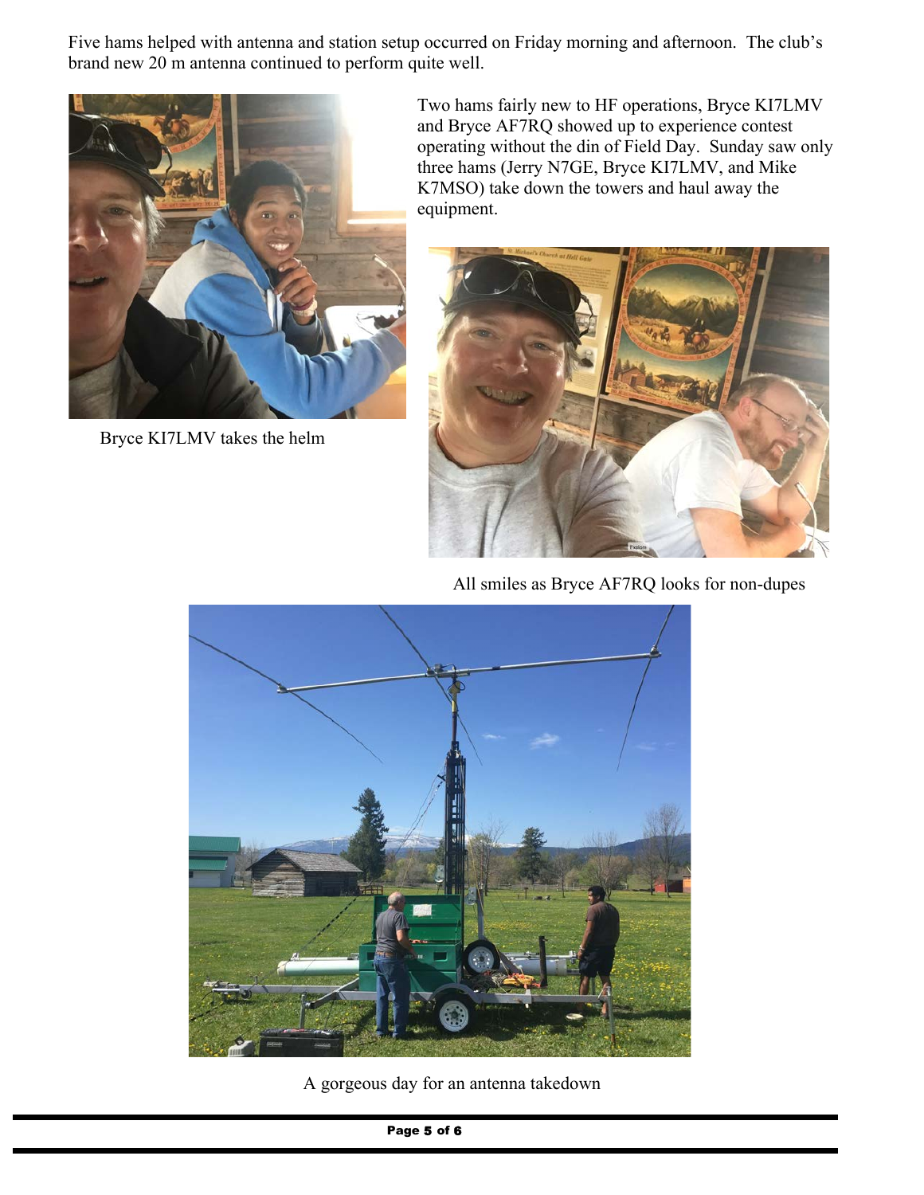Five hams helped with antenna and station setup occurred on Friday morning and afternoon. The club's brand new 20 m antenna continued to perform quite well.

Bryce KI7LMV takes the helm

Two hams fairly new to HF operations, Bryce KI7LMV and Bryce AF7RQ showed up to experience contest operating without the din of Field Day. Sunday saw only three hams (Jerry N7GE, Bryce KI7LMV, and Mike K7MSO) take down the towers and haul away the equipment.

All smiles as Bryce AF7RQ looks for non-dupes

A gorgeous day for an antenna takedown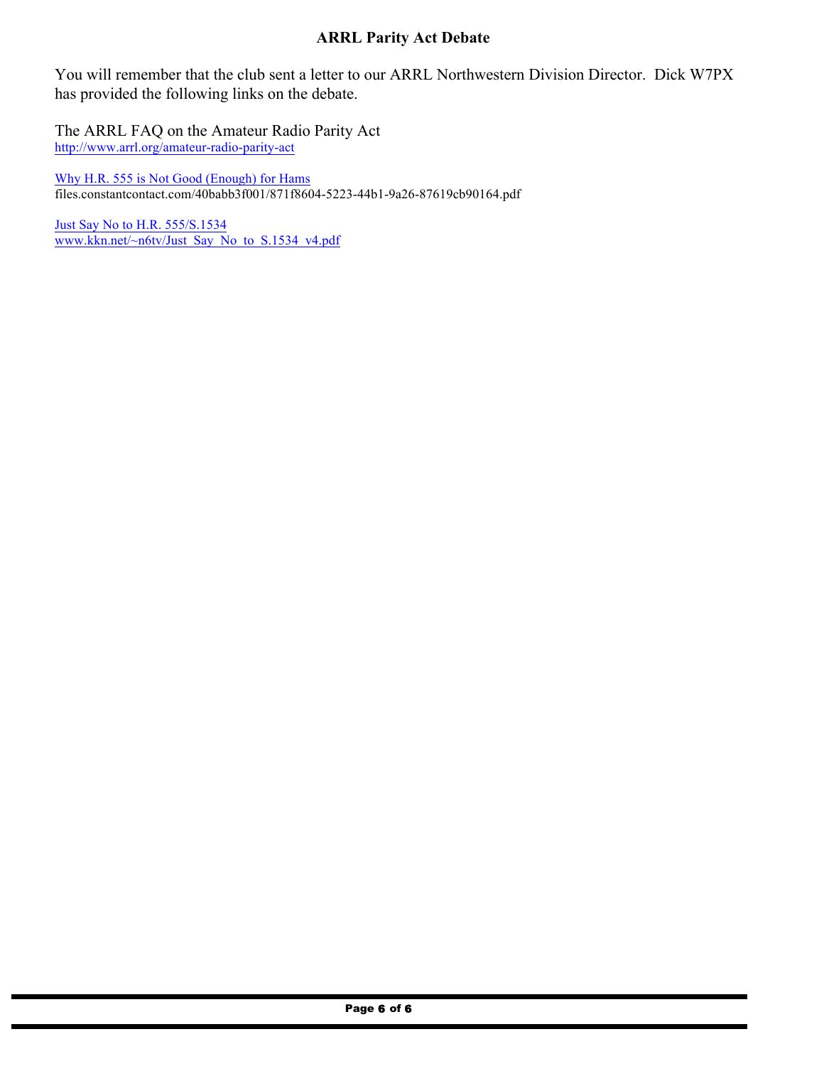## ARRL Parity Act Debate

You will remember that the club sent a letter to our ARRL Northwestern Division Director. Dick W7PX has provided the following links on the debate.

The ARRL FAQ on the Amateur Radio Parity Act
http://www.arrl.org/amateur-radio-parity-act

Why H.R. 555 is Not Good (Enough) for Hams
files.constantcontact.com/40babb3f001/871f8604-5223-44b1-9a26-87619cb90164.pdf

Just Say No to H.R. 555/S.1534
www.kkn.net/~n6tv/Just_Say_No_to_S.1534_v4.pdf